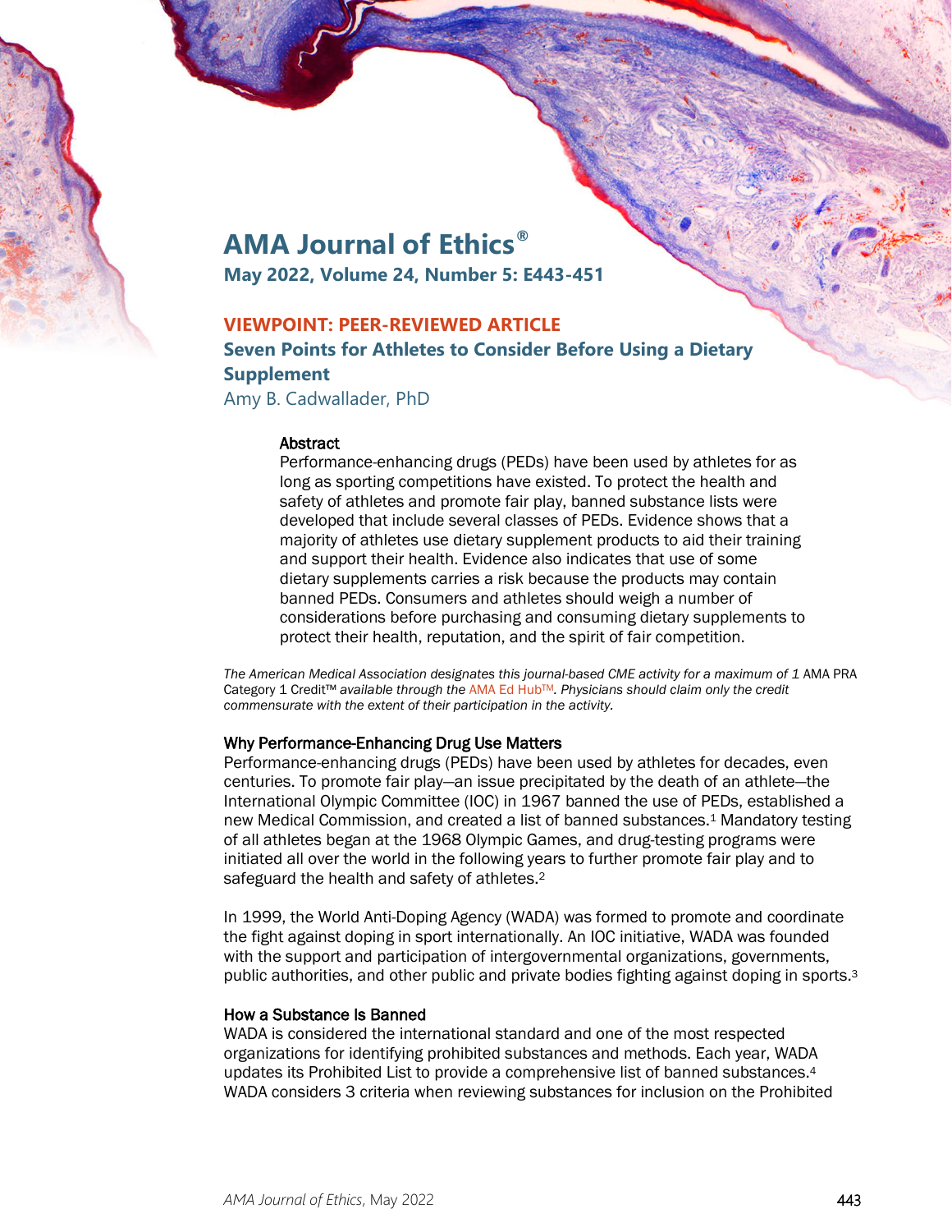# AMA Journal of Ethics®

**May 2022, Volume 24, Number 5: E443-451**

**VIEWPOINT: PEER-REVIEWED ARTICLE**

## Seven Points for Athletes to Consider Before Using a Dietary Supplement

Amy B. Cadwallader, PhD

### Abstract

Performance-enhancing drugs (PEDs) have been used by athletes for as long as sporting competitions have existed. To protect the health and safety of athletes and promote fair play, banned substance lists were developed that include several classes of PEDs. Evidence shows that a majority of athletes use dietary supplement products to aid their training and support their health. Evidence also indicates that use of some dietary supplements carries a risk because the products may contain banned PEDs. Consumers and athletes should weigh a number of considerations before purchasing and consuming dietary supplements to protect their health, reputation, and the spirit of fair competition.

*The American Medical Association designates this journal-based CME activity for a maximum of 1* AMA PRA Category 1 Credit™ *available through the* AMA Ed Hub™*. Physicians should claim only the credit commensurate with the extent of their participation in the activity.*

### Why Performance-Enhancing Drug Use Matters

Performance-enhancing drugs (PEDs) have been used by athletes for decades, even centuries. To promote fair play—an issue precipitated by the death of an athlete—the International Olympic Committee (IOC) in 1967 banned the use of PEDs, established a new Medical Commission, and created a list of banned substances.[1] Mandatory testing of all athletes began at the 1968 Olympic Games, and drug-testing programs were initiated all over the world in the following years to further promote fair play and to safeguard the health and safety of athletes.[2]

In 1999, the World Anti-Doping Agency (WADA) was formed to promote and coordinate the fight against doping in sport internationally. An IOC initiative, WADA was founded with the support and participation of intergovernmental organizations, governments, public authorities, and other public and private bodies fighting against doping in sports.[3]

### How a Substance Is Banned

WADA is considered the international standard and one of the most respected organizations for identifying prohibited substances and methods. Each year, WADA updates its Prohibited List to provide a comprehensive list of banned substances.[4] WADA considers 3 criteria when reviewing substances for inclusion on the Prohibited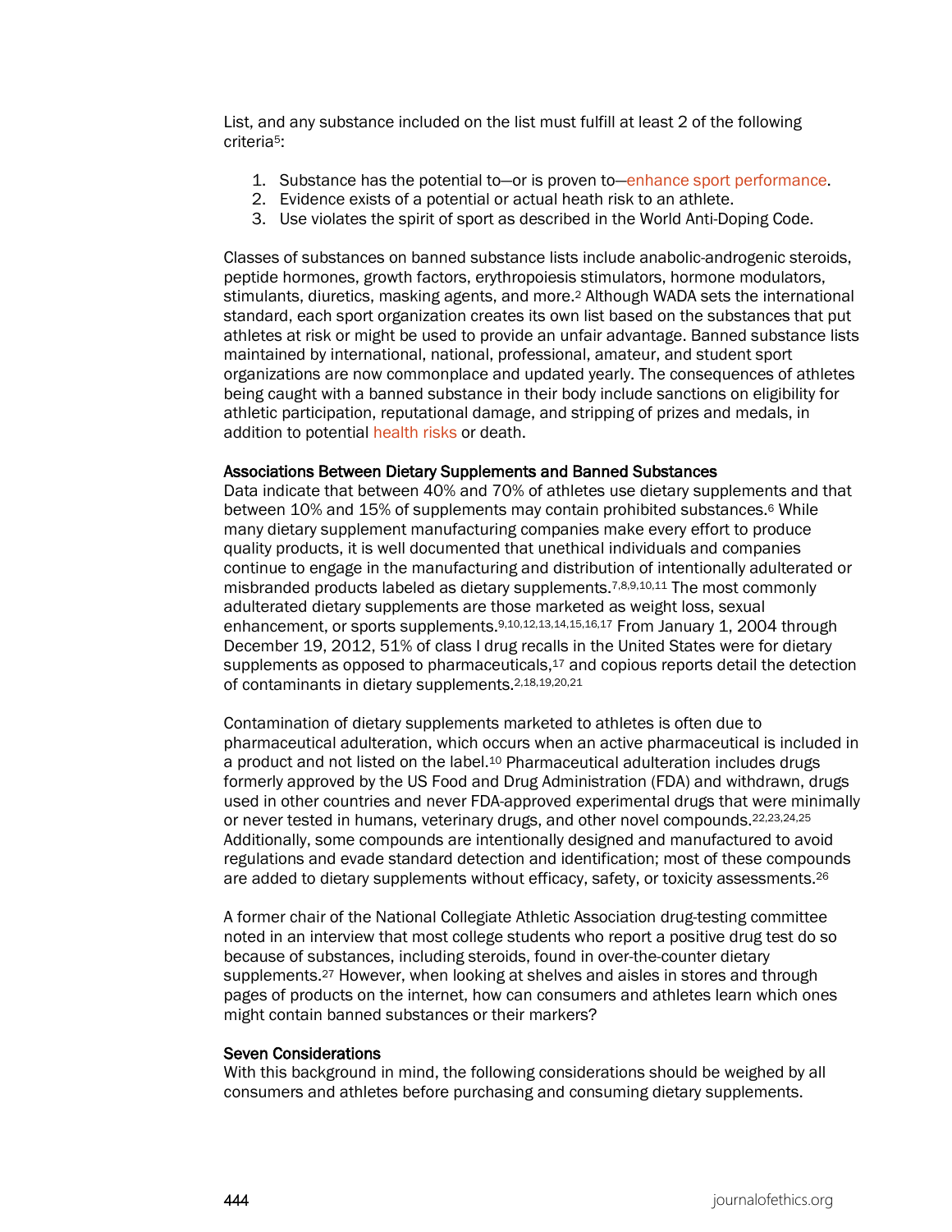List, and any substance included on the list must fulfill at least 2 of the following criteria[5]:

1. Substance has the potential to—or is proven to—enhance sport performance.
2. Evidence exists of a potential or actual heath risk to an athlete.
3. Use violates the spirit of sport as described in the World Anti-Doping Code.

Classes of substances on banned substance lists include anabolic-androgenic steroids, peptide hormones, growth factors, erythropoiesis stimulators, hormone modulators, stimulants, diuretics, masking agents, and more.[2] Although WADA sets the international standard, each sport organization creates its own list based on the substances that put athletes at risk or might be used to provide an unfair advantage. Banned substance lists maintained by international, national, professional, amateur, and student sport organizations are now commonplace and updated yearly. The consequences of athletes being caught with a banned substance in their body include sanctions on eligibility for athletic participation, reputational damage, and stripping of prizes and medals, in addition to potential health risks or death.

### Associations Between Dietary Supplements and Banned Substances

Data indicate that between 40% and 70% of athletes use dietary supplements and that between 10% and 15% of supplements may contain prohibited substances.[6] While many dietary supplement manufacturing companies make every effort to produce quality products, it is well documented that unethical individuals and companies continue to engage in the manufacturing and distribution of intentionally adulterated or misbranded products labeled as dietary supplements.[7,8,9,10,11] The most commonly adulterated dietary supplements are those marketed as weight loss, sexual enhancement, or sports supplements.[9,10,12,13,14,15,16,17] From January 1, 2004 through December 19, 2012, 51% of class I drug recalls in the United States were for dietary supplements as opposed to pharmaceuticals,[17] and copious reports detail the detection of contaminants in dietary supplements.[2,18,19,20,21]

Contamination of dietary supplements marketed to athletes is often due to pharmaceutical adulteration, which occurs when an active pharmaceutical is included in a product and not listed on the label.[10] Pharmaceutical adulteration includes drugs formerly approved by the US Food and Drug Administration (FDA) and withdrawn, drugs used in other countries and never FDA-approved experimental drugs that were minimally or never tested in humans, veterinary drugs, and other novel compounds.[22,23,24,25] Additionally, some compounds are intentionally designed and manufactured to avoid regulations and evade standard detection and identification; most of these compounds are added to dietary supplements without efficacy, safety, or toxicity assessments.[26]

A former chair of the National Collegiate Athletic Association drug-testing committee noted in an interview that most college students who report a positive drug test do so because of substances, including steroids, found in over-the-counter dietary supplements.[27] However, when looking at shelves and aisles in stores and through pages of products on the internet, how can consumers and athletes learn which ones might contain banned substances or their markers?

### Seven Considerations

With this background in mind, the following considerations should be weighed by all consumers and athletes before purchasing and consuming dietary supplements.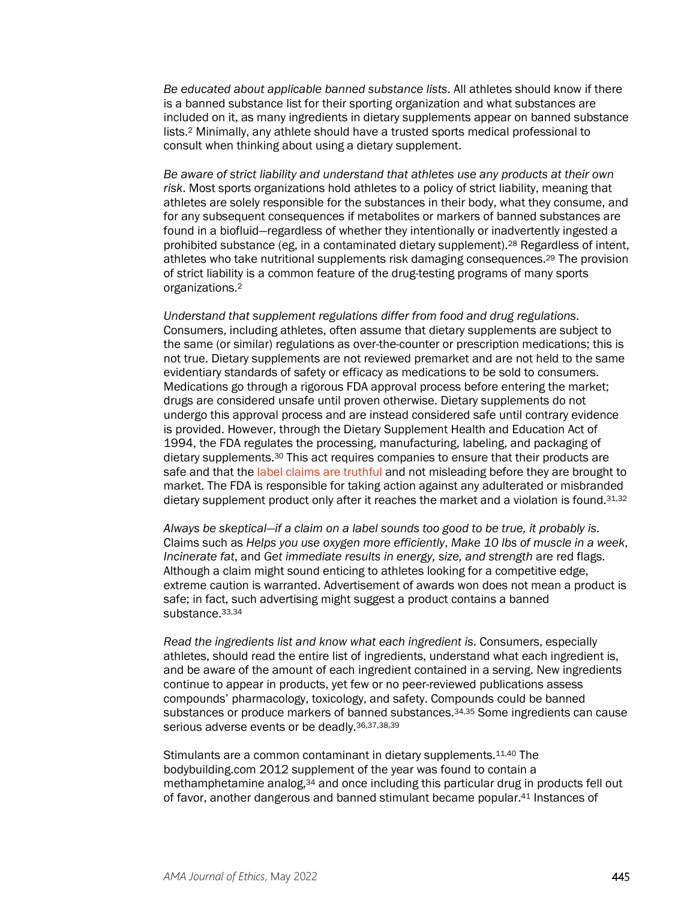*Be educated about applicable banned substance lists*. All athletes should know if there is a banned substance list for their sporting organization and what substances are included on it, as many ingredients in dietary supplements appear on banned substance lists.[2] Minimally, any athlete should have a trusted sports medical professional to consult when thinking about using a dietary supplement.

*Be aware of strict liability and understand that athletes use any products at their own risk*. Most sports organizations hold athletes to a policy of strict liability, meaning that athletes are solely responsible for the substances in their body, what they consume, and for any subsequent consequences if metabolites or markers of banned substances are found in a biofluid—regardless of whether they intentionally or inadvertently ingested a prohibited substance (eg, in a contaminated dietary supplement).[28] Regardless of intent, athletes who take nutritional supplements risk damaging consequences.[29] The provision of strict liability is a common feature of the drug-testing programs of many sports organizations.[2]

*Understand that supplement regulations differ from food and drug regulations*. Consumers, including athletes, often assume that dietary supplements are subject to the same (or similar) regulations as over-the-counter or prescription medications; this is not true. Dietary supplements are not reviewed premarket and are not held to the same evidentiary standards of safety or efficacy as medications to be sold to consumers. Medications go through a rigorous FDA approval process before entering the market; drugs are considered unsafe until proven otherwise. Dietary supplements do not undergo this approval process and are instead considered safe until contrary evidence is provided. However, through the Dietary Supplement Health and Education Act of 1994, the FDA regulates the processing, manufacturing, labeling, and packaging of dietary supplements.[30] This act requires companies to ensure that their products are safe and that the label claims are truthful and not misleading before they are brought to market. The FDA is responsible for taking action against any adulterated or misbranded dietary supplement product only after it reaches the market and a violation is found.[31,32]

*Always be skeptical—if a claim on a label sounds too good to be true, it probably is*. Claims such as *Helps you use oxygen more efficiently*, *Make 10 lbs of muscle in a week*, *Incinerate fat*, and *Get immediate results in energy, size, and strength* are red flags. Although a claim might sound enticing to athletes looking for a competitive edge, extreme caution is warranted. Advertisement of awards won does not mean a product is safe; in fact, such advertising might suggest a product contains a banned substance.[33,34]

*Read the ingredients list and know what each ingredient is*. Consumers, especially athletes, should read the entire list of ingredients, understand what each ingredient is, and be aware of the amount of each ingredient contained in a serving. New ingredients continue to appear in products, yet few or no peer-reviewed publications assess compounds' pharmacology, toxicology, and safety. Compounds could be banned substances or produce markers of banned substances.[34,35] Some ingredients can cause serious adverse events or be deadly.[36,37,38,39]

Stimulants are a common contaminant in dietary supplements.[11,40] The bodybuilding.com 2012 supplement of the year was found to contain a methamphetamine analog,[34] and once including this particular drug in products fell out of favor, another dangerous and banned stimulant became popular.[41] Instances of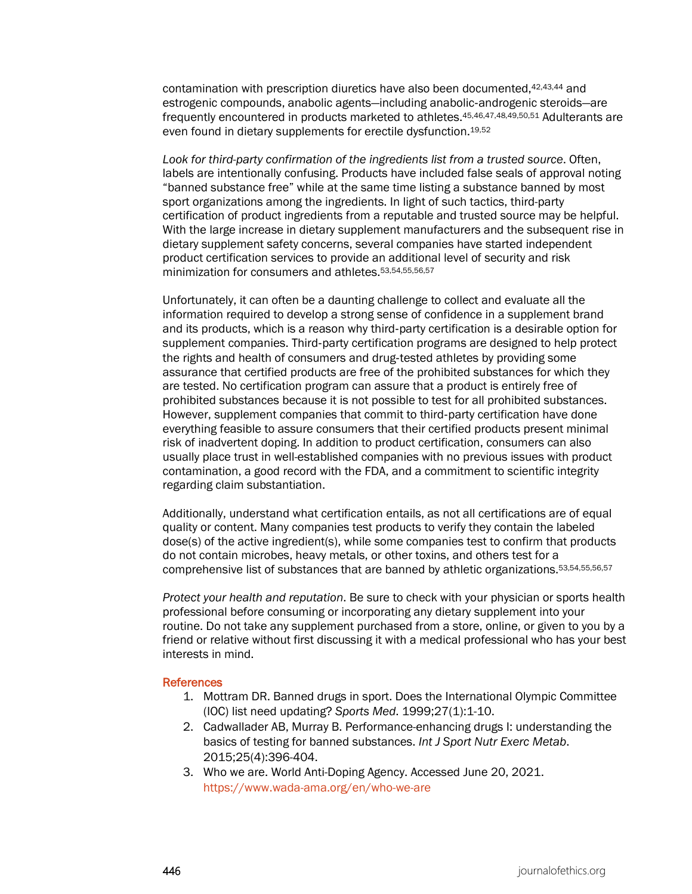contamination with prescription diuretics have also been documented,[42,43,44] and estrogenic compounds, anabolic agents—including anabolic-androgenic steroids—are frequently encountered in products marketed to athletes.[45,46,47,48,49,50,51] Adulterants are even found in dietary supplements for erectile dysfunction.[19,52]

*Look for third-party confirmation of the ingredients list from a trusted source*. Often, labels are intentionally confusing. Products have included false seals of approval noting "banned substance free" while at the same time listing a substance banned by most sport organizations among the ingredients. In light of such tactics, third-party certification of product ingredients from a reputable and trusted source may be helpful. With the large increase in dietary supplement manufacturers and the subsequent rise in dietary supplement safety concerns, several companies have started independent product certification services to provide an additional level of security and risk minimization for consumers and athletes.[53,54,55,56,57]

Unfortunately, it can often be a daunting challenge to collect and evaluate all the information required to develop a strong sense of confidence in a supplement brand and its products, which is a reason why third-party certification is a desirable option for supplement companies. Third-party certification programs are designed to help protect the rights and health of consumers and drug-tested athletes by providing some assurance that certified products are free of the prohibited substances for which they are tested. No certification program can assure that a product is entirely free of prohibited substances because it is not possible to test for all prohibited substances. However, supplement companies that commit to third-party certification have done everything feasible to assure consumers that their certified products present minimal risk of inadvertent doping. In addition to product certification, consumers can also usually place trust in well-established companies with no previous issues with product contamination, a good record with the FDA, and a commitment to scientific integrity regarding claim substantiation.

Additionally, understand what certification entails, as not all certifications are of equal quality or content. Many companies test products to verify they contain the labeled dose(s) of the active ingredient(s), while some companies test to confirm that products do not contain microbes, heavy metals, or other toxins, and others test for a comprehensive list of substances that are banned by athletic organizations.[53,54,55,56,57]

*Protect your health and reputation*. Be sure to check with your physician or sports health professional before consuming or incorporating any dietary supplement into your routine. Do not take any supplement purchased from a store, online, or given to you by a friend or relative without first discussing it with a medical professional who has your best interests in mind.

## References

1. Mottram DR. Banned drugs in sport. Does the International Olympic Committee (IOC) list need updating? *Sports Med*. 1999;27(1):1-10.
2. Cadwallader AB, Murray B. Performance-enhancing drugs I: understanding the basics of testing for banned substances. *Int J Sport Nutr Exerc Metab*. 2015;25(4):396-404.
3. Who we are. World Anti-Doping Agency. Accessed June 20, 2021. https://www.wada-ama.org/en/who-we-are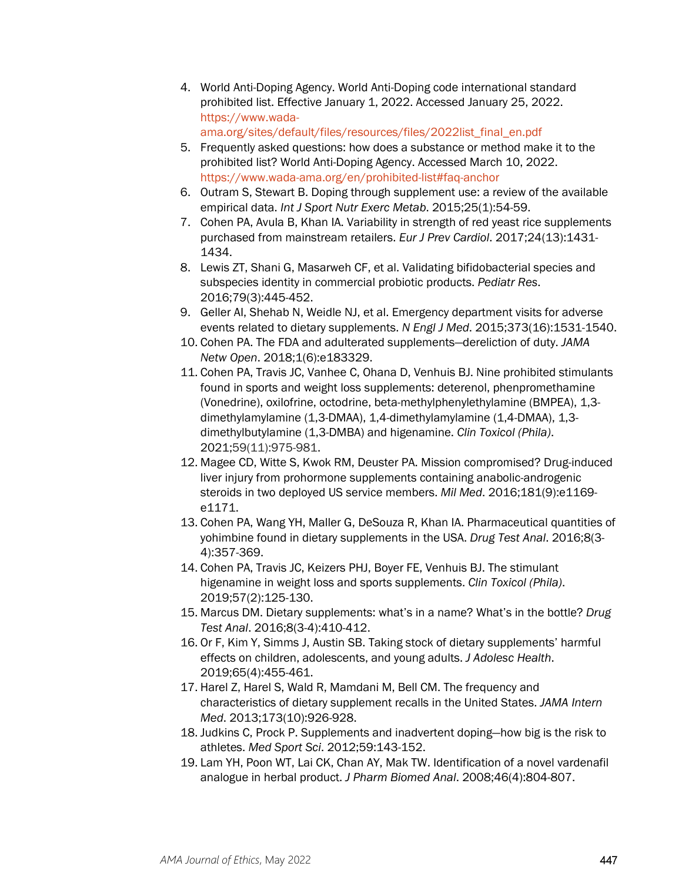4. World Anti-Doping Agency. World Anti-Doping code international standard prohibited list. Effective January 1, 2022. Accessed January 25, 2022. https://www.wada-ama.org/sites/default/files/resources/files/2022list_final_en.pdf
5. Frequently asked questions: how does a substance or method make it to the prohibited list? World Anti-Doping Agency. Accessed March 10, 2022. https://www.wada-ama.org/en/prohibited-list#faq-anchor
6. Outram S, Stewart B. Doping through supplement use: a review of the available empirical data. *Int J Sport Nutr Exerc Metab*. 2015;25(1):54-59.
7. Cohen PA, Avula B, Khan IA. Variability in strength of red yeast rice supplements purchased from mainstream retailers. *Eur J Prev Cardiol*. 2017;24(13):1431-1434.
8. Lewis ZT, Shani G, Masarweh CF, et al. Validating bifidobacterial species and subspecies identity in commercial probiotic products. *Pediatr Res*. 2016;79(3):445-452.
9. Geller AI, Shehab N, Weidle NJ, et al. Emergency department visits for adverse events related to dietary supplements. *N Engl J Med*. 2015;373(16):1531-1540.
10. Cohen PA. The FDA and adulterated supplements—dereliction of duty. *JAMA Netw Open*. 2018;1(6):e183329.
11. Cohen PA, Travis JC, Vanhee C, Ohana D, Venhuis BJ. Nine prohibited stimulants found in sports and weight loss supplements: deterenol, phenpromethamine (Vonedrine), oxilofrine, octodrine, beta-methylphenylethylamine (BMPEA), 1,3-dimethylamylamine (1,3-DMAA), 1,4-dimethylamylamine (1,4-DMAA), 1,3-dimethylbutylamine (1,3-DMBA) and higenamine. *Clin Toxicol (Phila)*. 2021;59(11):975-981.
12. Magee CD, Witte S, Kwok RM, Deuster PA. Mission compromised? Drug-induced liver injury from prohormone supplements containing anabolic-androgenic steroids in two deployed US service members. *Mil Med*. 2016;181(9):e1169-e1171.
13. Cohen PA, Wang YH, Maller G, DeSouza R, Khan IA. Pharmaceutical quantities of yohimbine found in dietary supplements in the USA. *Drug Test Anal*. 2016;8(3-4):357-369.
14. Cohen PA, Travis JC, Keizers PHJ, Boyer FE, Venhuis BJ. The stimulant higenamine in weight loss and sports supplements. *Clin Toxicol (Phila)*. 2019;57(2):125-130.
15. Marcus DM. Dietary supplements: what's in a name? What's in the bottle? *Drug Test Anal*. 2016;8(3-4):410-412.
16. Or F, Kim Y, Simms J, Austin SB. Taking stock of dietary supplements' harmful effects on children, adolescents, and young adults. *J Adolesc Health*. 2019;65(4):455-461.
17. Harel Z, Harel S, Wald R, Mamdani M, Bell CM. The frequency and characteristics of dietary supplement recalls in the United States. *JAMA Intern Med*. 2013;173(10):926-928.
18. Judkins C, Prock P. Supplements and inadvertent doping—how big is the risk to athletes. *Med Sport Sci*. 2012;59:143-152.
19. Lam YH, Poon WT, Lai CK, Chan AY, Mak TW. Identification of a novel vardenafil analogue in herbal product. *J Pharm Biomed Anal*. 2008;46(4):804-807.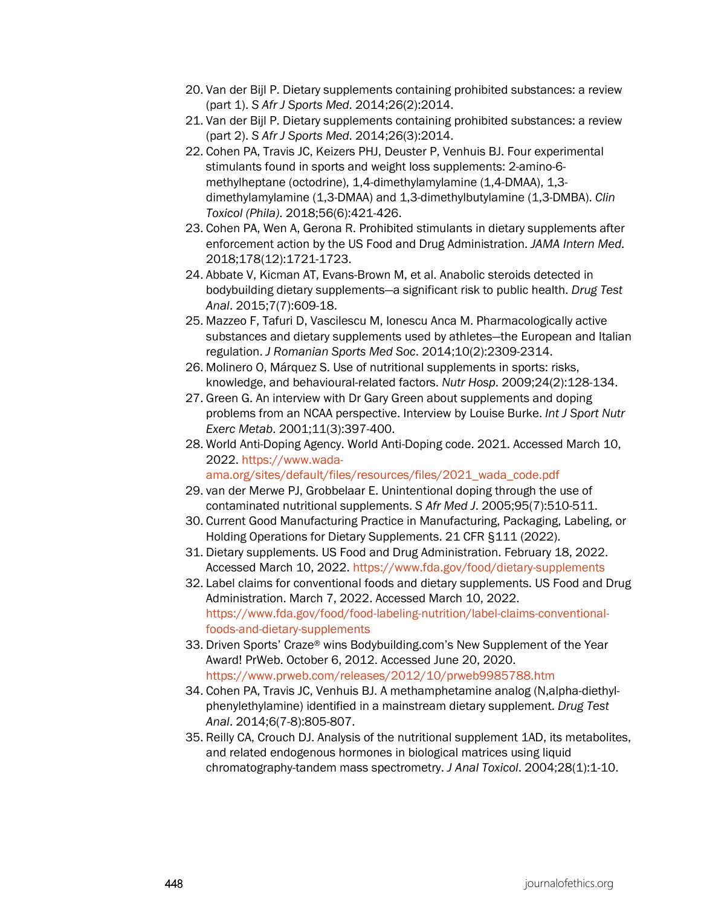20. Van der Bijl P. Dietary supplements containing prohibited substances: a review (part 1). *S Afr J Sports Med*. 2014;26(2):2014.
21. Van der Bijl P. Dietary supplements containing prohibited substances: a review (part 2). *S Afr J Sports Med*. 2014;26(3):2014.
22. Cohen PA, Travis JC, Keizers PHJ, Deuster P, Venhuis BJ. Four experimental stimulants found in sports and weight loss supplements: 2-amino-6-methylheptane (octodrine), 1,4-dimethylamylamine (1,4-DMAA), 1,3-dimethylamylamine (1,3-DMAA) and 1,3-dimethylbutylamine (1,3-DMBA). *Clin Toxicol (Phila)*. 2018;56(6):421-426.
23. Cohen PA, Wen A, Gerona R. Prohibited stimulants in dietary supplements after enforcement action by the US Food and Drug Administration. *JAMA Intern Med*. 2018;178(12):1721-1723.
24. Abbate V, Kicman AT, Evans-Brown M, et al. Anabolic steroids detected in bodybuilding dietary supplements—a significant risk to public health. *Drug Test Anal*. 2015;7(7):609-18.
25. Mazzeo F, Tafuri D, Vascilescu M, Ionescu Anca M. Pharmacologically active substances and dietary supplements used by athletes—the European and Italian regulation. *J Romanian Sports Med Soc*. 2014;10(2):2309-2314.
26. Molinero O, Márquez S. Use of nutritional supplements in sports: risks, knowledge, and behavioural-related factors. *Nutr Hosp*. 2009;24(2):128-134.
27. Green G. An interview with Dr Gary Green about supplements and doping problems from an NCAA perspective. Interview by Louise Burke. *Int J Sport Nutr Exerc Metab*. 2001;11(3):397-400.
28. World Anti-Doping Agency. World Anti-Doping code. 2021. Accessed March 10, 2022. https://www.wada-ama.org/sites/default/files/resources/files/2021_wada_code.pdf
29. van der Merwe PJ, Grobbelaar E. Unintentional doping through the use of contaminated nutritional supplements. *S Afr Med J*. 2005;95(7):510-511.
30. Current Good Manufacturing Practice in Manufacturing, Packaging, Labeling, or Holding Operations for Dietary Supplements. 21 CFR §111 (2022).
31. Dietary supplements. US Food and Drug Administration. February 18, 2022. Accessed March 10, 2022. https://www.fda.gov/food/dietary-supplements
32. Label claims for conventional foods and dietary supplements. US Food and Drug Administration. March 7, 2022. Accessed March 10, 2022. https://www.fda.gov/food/food-labeling-nutrition/label-claims-conventional-foods-and-dietary-supplements
33. Driven Sports' Craze® wins Bodybuilding.com's New Supplement of the Year Award! PrWeb. October 6, 2012. Accessed June 20, 2020. https://www.prweb.com/releases/2012/10/prweb9985788.htm
34. Cohen PA, Travis JC, Venhuis BJ. A methamphetamine analog (N,alpha-diethyl-phenylethylamine) identified in a mainstream dietary supplement. *Drug Test Anal*. 2014;6(7-8):805-807.
35. Reilly CA, Crouch DJ. Analysis of the nutritional supplement 1AD, its metabolites, and related endogenous hormones in biological matrices using liquid chromatography-tandem mass spectrometry. *J Anal Toxicol*. 2004;28(1):1-10.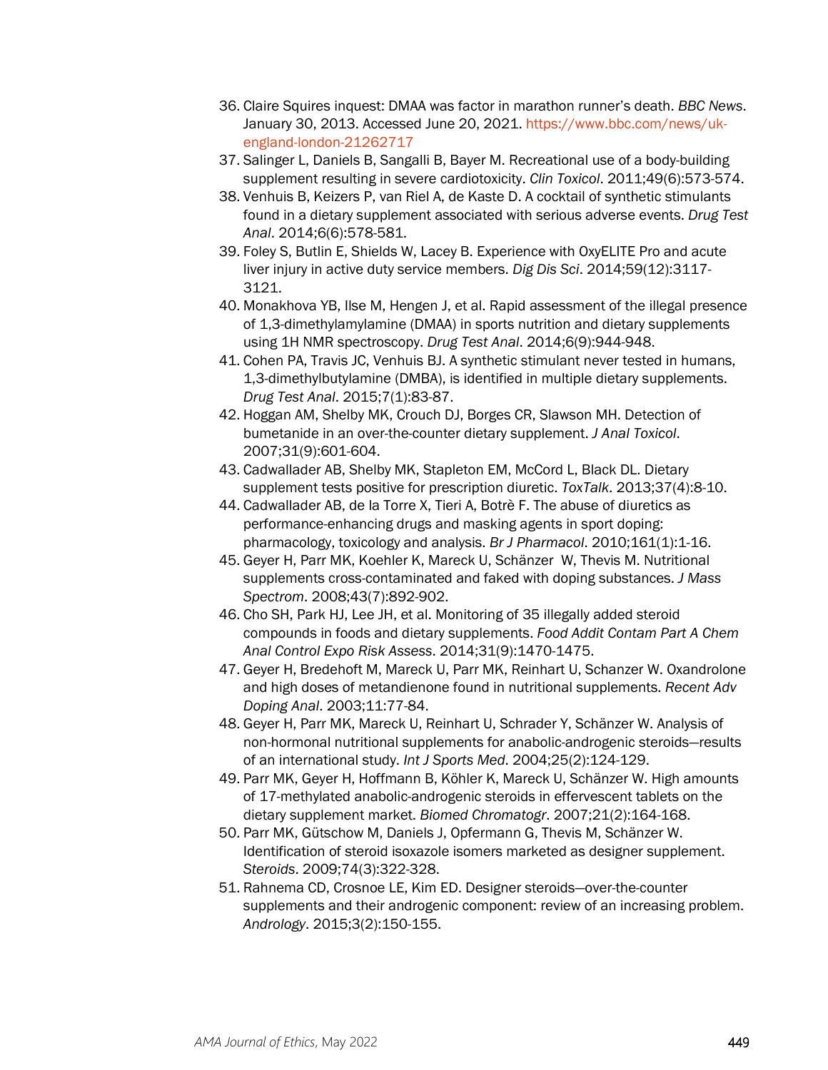36. Claire Squires inquest: DMAA was factor in marathon runner's death. *BBC News*. January 30, 2013. Accessed June 20, 2021. https://www.bbc.com/news/uk-england-london-21262717
37. Salinger L, Daniels B, Sangalli B, Bayer M. Recreational use of a body-building supplement resulting in severe cardiotoxicity. *Clin Toxicol*. 2011;49(6):573-574.
38. Venhuis B, Keizers P, van Riel A, de Kaste D. A cocktail of synthetic stimulants found in a dietary supplement associated with serious adverse events. *Drug Test Anal*. 2014;6(6):578-581.
39. Foley S, Butlin E, Shields W, Lacey B. Experience with OxyELITE Pro and acute liver injury in active duty service members. *Dig Dis Sci*. 2014;59(12):3117-3121.
40. Monakhova YB, Ilse M, Hengen J, et al. Rapid assessment of the illegal presence of 1,3-dimethylamylamine (DMAA) in sports nutrition and dietary supplements using 1H NMR spectroscopy. *Drug Test Anal*. 2014;6(9):944-948.
41. Cohen PA, Travis JC, Venhuis BJ. A synthetic stimulant never tested in humans, 1,3-dimethylbutylamine (DMBA), is identified in multiple dietary supplements. *Drug Test Anal*. 2015;7(1):83-87.
42. Hoggan AM, Shelby MK, Crouch DJ, Borges CR, Slawson MH. Detection of bumetanide in an over-the-counter dietary supplement. *J Anal Toxicol*. 2007;31(9):601-604.
43. Cadwallader AB, Shelby MK, Stapleton EM, McCord L, Black DL. Dietary supplement tests positive for prescription diuretic. *ToxTalk*. 2013;37(4):8-10.
44. Cadwallader AB, de la Torre X, Tieri A, Botrè F. The abuse of diuretics as performance-enhancing drugs and masking agents in sport doping: pharmacology, toxicology and analysis. *Br J Pharmacol*. 2010;161(1):1-16.
45. Geyer H, Parr MK, Koehler K, Mareck U, Schänzer W, Thevis M. Nutritional supplements cross-contaminated and faked with doping substances. *J Mass Spectrom*. 2008;43(7):892-902.
46. Cho SH, Park HJ, Lee JH, et al. Monitoring of 35 illegally added steroid compounds in foods and dietary supplements. *Food Addit Contam Part A Chem Anal Control Expo Risk Assess*. 2014;31(9):1470-1475.
47. Geyer H, Bredehoft M, Mareck U, Parr MK, Reinhart U, Schanzer W. Oxandrolone and high doses of metandienone found in nutritional supplements. *Recent Adv Doping Anal*. 2003;11:77-84.
48. Geyer H, Parr MK, Mareck U, Reinhart U, Schrader Y, Schänzer W. Analysis of non-hormonal nutritional supplements for anabolic-androgenic steroids—results of an international study. *Int J Sports Med*. 2004;25(2):124-129.
49. Parr MK, Geyer H, Hoffmann B, Köhler K, Mareck U, Schänzer W. High amounts of 17-methylated anabolic-androgenic steroids in effervescent tablets on the dietary supplement market. *Biomed Chromatogr*. 2007;21(2):164-168.
50. Parr MK, Gütschow M, Daniels J, Opfermann G, Thevis M, Schänzer W. Identification of steroid isoxazole isomers marketed as designer supplement. *Steroids*. 2009;74(3):322-328.
51. Rahnema CD, Crosnoe LE, Kim ED. Designer steroids—over-the-counter supplements and their androgenic component: review of an increasing problem. *Andrology*. 2015;3(2):150-155.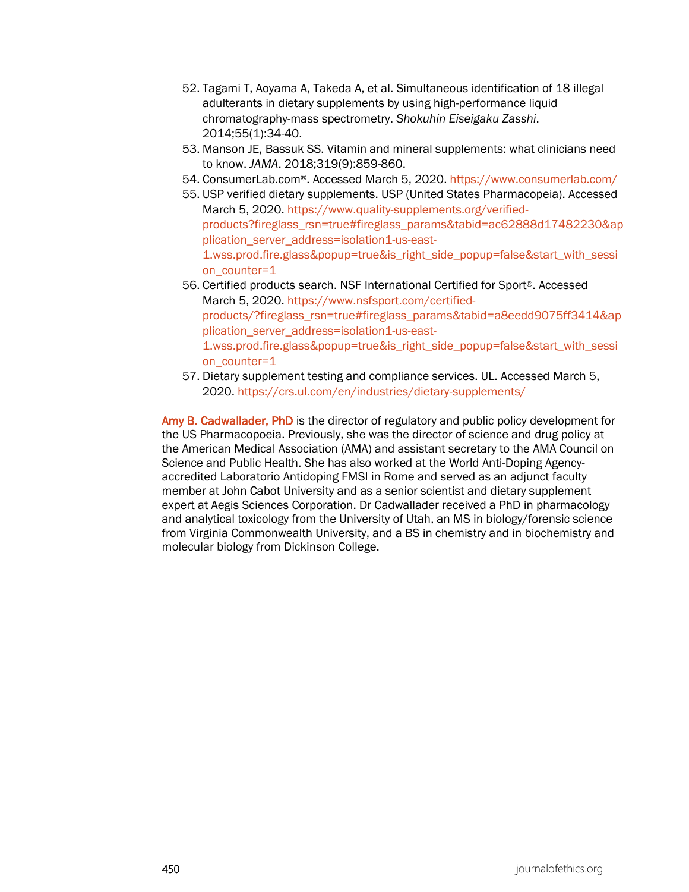52. Tagami T, Aoyama A, Takeda A, et al. Simultaneous identification of 18 illegal adulterants in dietary supplements by using high-performance liquid chromatography-mass spectrometry. *Shokuhin Eiseigaku Zasshi*. 2014;55(1):34-40.
53. Manson JE, Bassuk SS. Vitamin and mineral supplements: what clinicians need to know. *JAMA*. 2018;319(9):859-860.
54. ConsumerLab.com®. Accessed March 5, 2020. https://www.consumerlab.com/
55. USP verified dietary supplements. USP (United States Pharmacopeia). Accessed March 5, 2020. https://www.quality-supplements.org/verified-products?fireglass_rsn=true#fireglass_params&tabid=ac62888d17482230&application_server_address=isolation1-us-east-1.wss.prod.fire.glass&popup=true&is_right_side_popup=false&start_with_session_counter=1
56. Certified products search. NSF International Certified for Sport®. Accessed March 5, 2020. https://www.nsfsport.com/certified-products/?fireglass_rsn=true#fireglass_params&tabid=a8eedd9075ff3414&application_server_address=isolation1-us-east-1.wss.prod.fire.glass&popup=true&is_right_side_popup=false&start_with_session_counter=1
57. Dietary supplement testing and compliance services. UL. Accessed March 5, 2020. https://crs.ul.com/en/industries/dietary-supplements/

**Amy B. Cadwallader, PhD** is the director of regulatory and public policy development for the US Pharmacopoeia. Previously, she was the director of science and drug policy at the American Medical Association (AMA) and assistant secretary to the AMA Council on Science and Public Health. She has also worked at the World Anti-Doping Agency-accredited Laboratorio Antidoping FMSI in Rome and served as an adjunct faculty member at John Cabot University and as a senior scientist and dietary supplement expert at Aegis Sciences Corporation. Dr Cadwallader received a PhD in pharmacology and analytical toxicology from the University of Utah, an MS in biology/forensic science from Virginia Commonwealth University, and a BS in chemistry and in biochemistry and molecular biology from Dickinson College.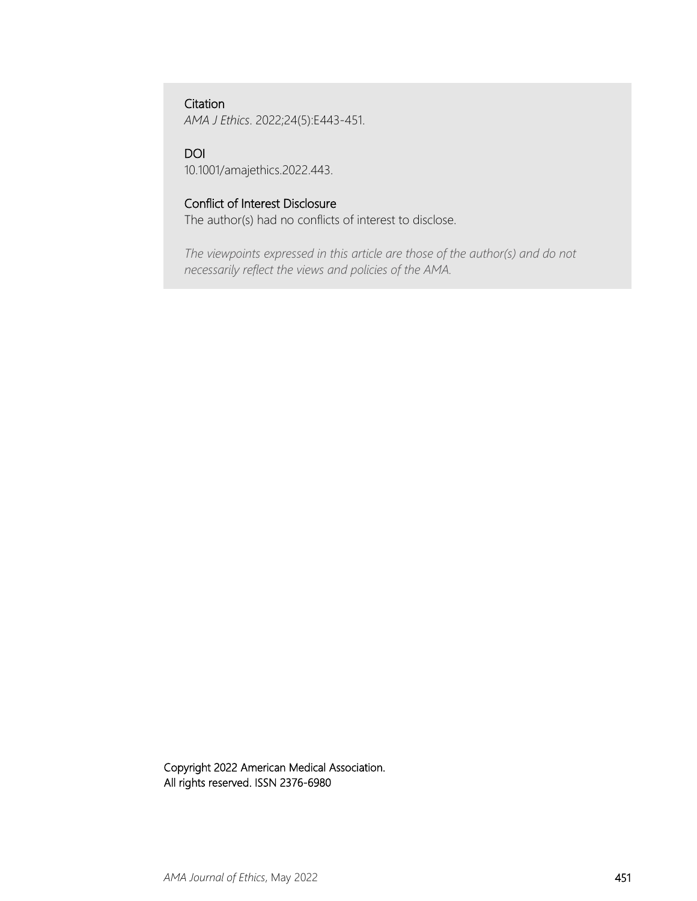Citation
*AMA J Ethics*. 2022;24(5):E443-451.

DOI
10.1001/amajethics.2022.443.

Conflict of Interest Disclosure
The author(s) had no conflicts of interest to disclose.

*The viewpoints expressed in this article are those of the author(s) and do not necessarily reflect the views and policies of the AMA.*

Copyright 2022 American Medical Association.
All rights reserved. ISSN 2376-6980